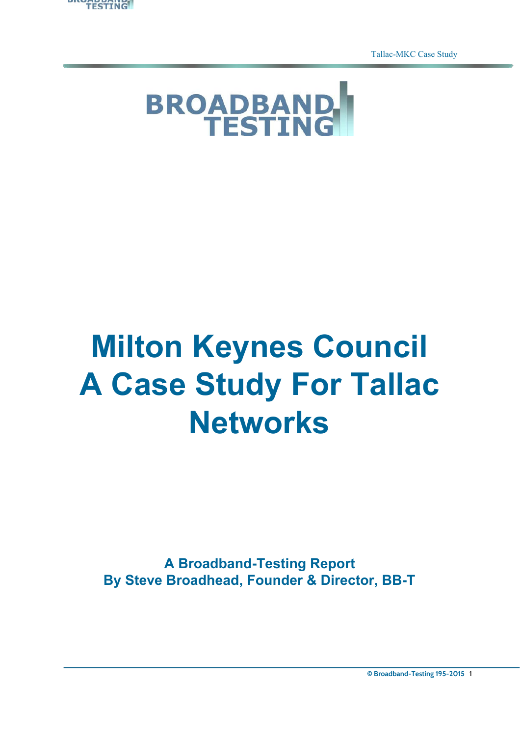# Milton Keynes Council A Case Study For Tallac Networks

**A Broadband-Testing Report**
**By Steve Broadhead, Founder & Director, BB-T**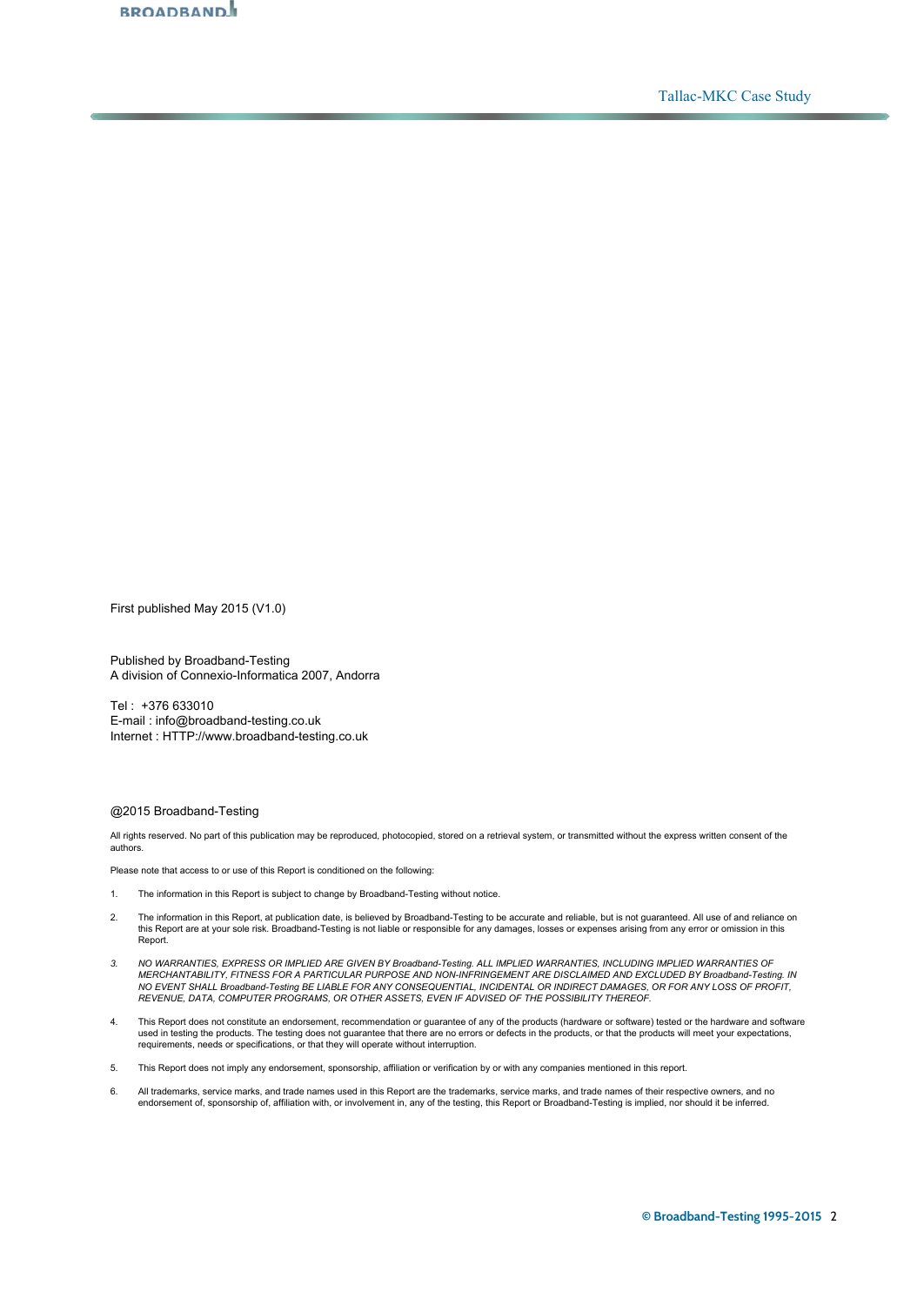First published May 2015 (V1.0)

Published by Broadband-Testing
A division of Connexio-Informatica 2007, Andorra

Tel : +376 633010
E-mail : info@broadband-testing.co.uk
Internet : HTTP://www.broadband-testing.co.uk

@2015 Broadband-Testing

All rights reserved. No part of this publication may be reproduced, photocopied, stored on a retrieval system, or transmitted without the express written consent of the authors.

Please note that access to or use of this Report is conditioned on the following:

1. The information in this Report is subject to change by Broadband-Testing without notice.
2. The information in this Report, at publication date, is believed by Broadband-Testing to be accurate and reliable, but is not guaranteed. All use of and reliance on this Report are at your sole risk. Broadband-Testing is not liable or responsible for any damages, losses or expenses arising from any error or omission in this Report.
3. *NO WARRANTIES, EXPRESS OR IMPLIED ARE GIVEN BY Broadband-Testing. ALL IMPLIED WARRANTIES, INCLUDING IMPLIED WARRANTIES OF MERCHANTABILITY, FITNESS FOR A PARTICULAR PURPOSE AND NON-INFRINGEMENT ARE DISCLAIMED AND EXCLUDED BY Broadband-Testing. IN NO EVENT SHALL Broadband-Testing BE LIABLE FOR ANY CONSEQUENTIAL, INCIDENTAL OR INDIRECT DAMAGES, OR FOR ANY LOSS OF PROFIT, REVENUE, DATA, COMPUTER PROGRAMS, OR OTHER ASSETS, EVEN IF ADVISED OF THE POSSIBILITY THEREOF.*
4. This Report does not constitute an endorsement, recommendation or guarantee of any of the products (hardware or software) tested or the hardware and software used in testing the products. The testing does not guarantee that there are no errors or defects in the products, or that the products will meet your expectations, requirements, needs or specifications, or that they will operate without interruption.
5. This Report does not imply any endorsement, sponsorship, affiliation or verification by or with any companies mentioned in this report.
6. All trademarks, service marks, and trade names used in this Report are the trademarks, service marks, and trade names of their respective owners, and no endorsement of, sponsorship of, affiliation with, or involvement in, any of the testing, this Report or Broadband-Testing is implied, nor should it be inferred.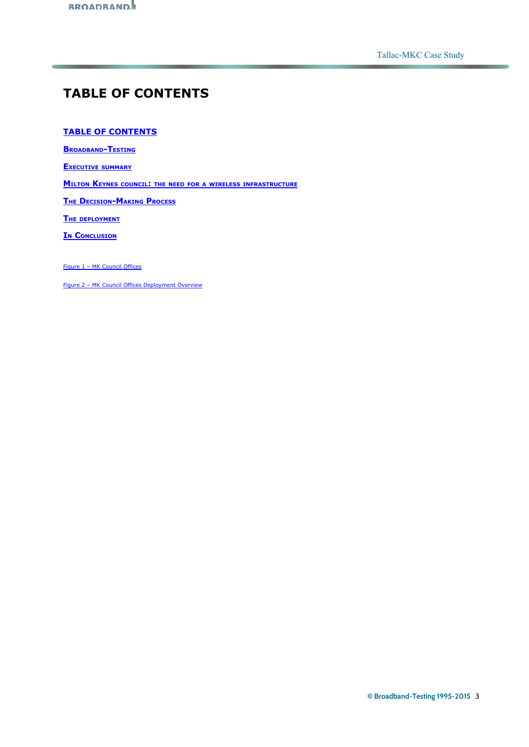# TABLE OF CONTENTS

TABLE OF CONTENTS

Broadband-Testing

Executive summary

Milton Keynes council: the need for a wireless infrastructure

The Decision-Making Process

The deployment

In Conclusion

Figure 1 – MK Council Offices

Figure 2 – MK Council Offices Deployment Overview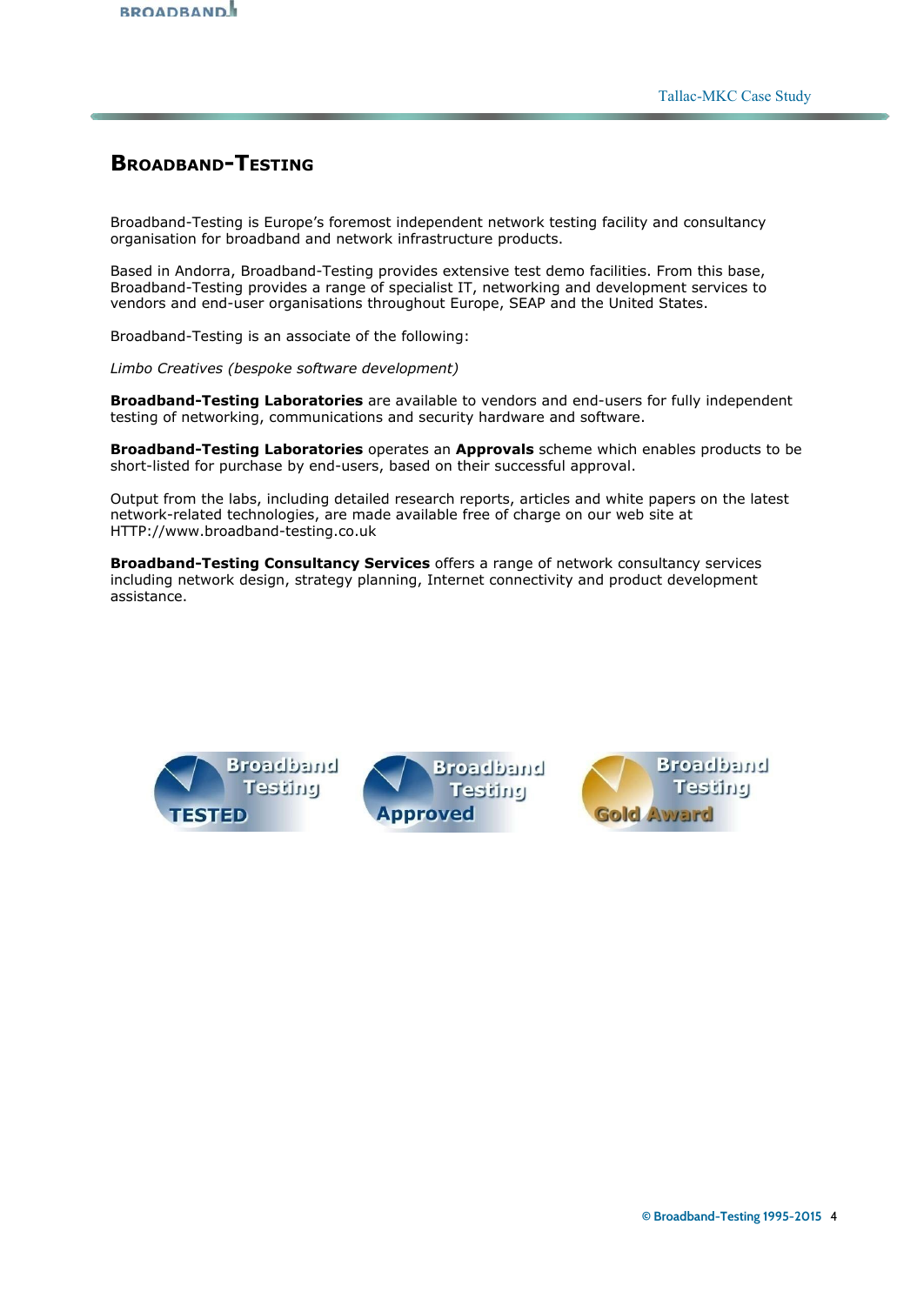# Broadband-Testing

Broadband-Testing is Europe's foremost independent network testing facility and consultancy organisation for broadband and network infrastructure products.

Based in Andorra, Broadband-Testing provides extensive test demo facilities. From this base, Broadband-Testing provides a range of specialist IT, networking and development services to vendors and end-user organisations throughout Europe, SEAP and the United States.

Broadband-Testing is an associate of the following:

*Limbo Creatives (bespoke software development)*

**Broadband-Testing Laboratories** are available to vendors and end-users for fully independent testing of networking, communications and security hardware and software.

**Broadband-Testing Laboratories** operates an **Approvals** scheme which enables products to be short-listed for purchase by end-users, based on their successful approval.

Output from the labs, including detailed research reports, articles and white papers on the latest network-related technologies, are made available free of charge on our web site at HTTP://www.broadband-testing.co.uk

**Broadband-Testing Consultancy Services** offers a range of network consultancy services including network design, strategy planning, Internet connectivity and product development assistance.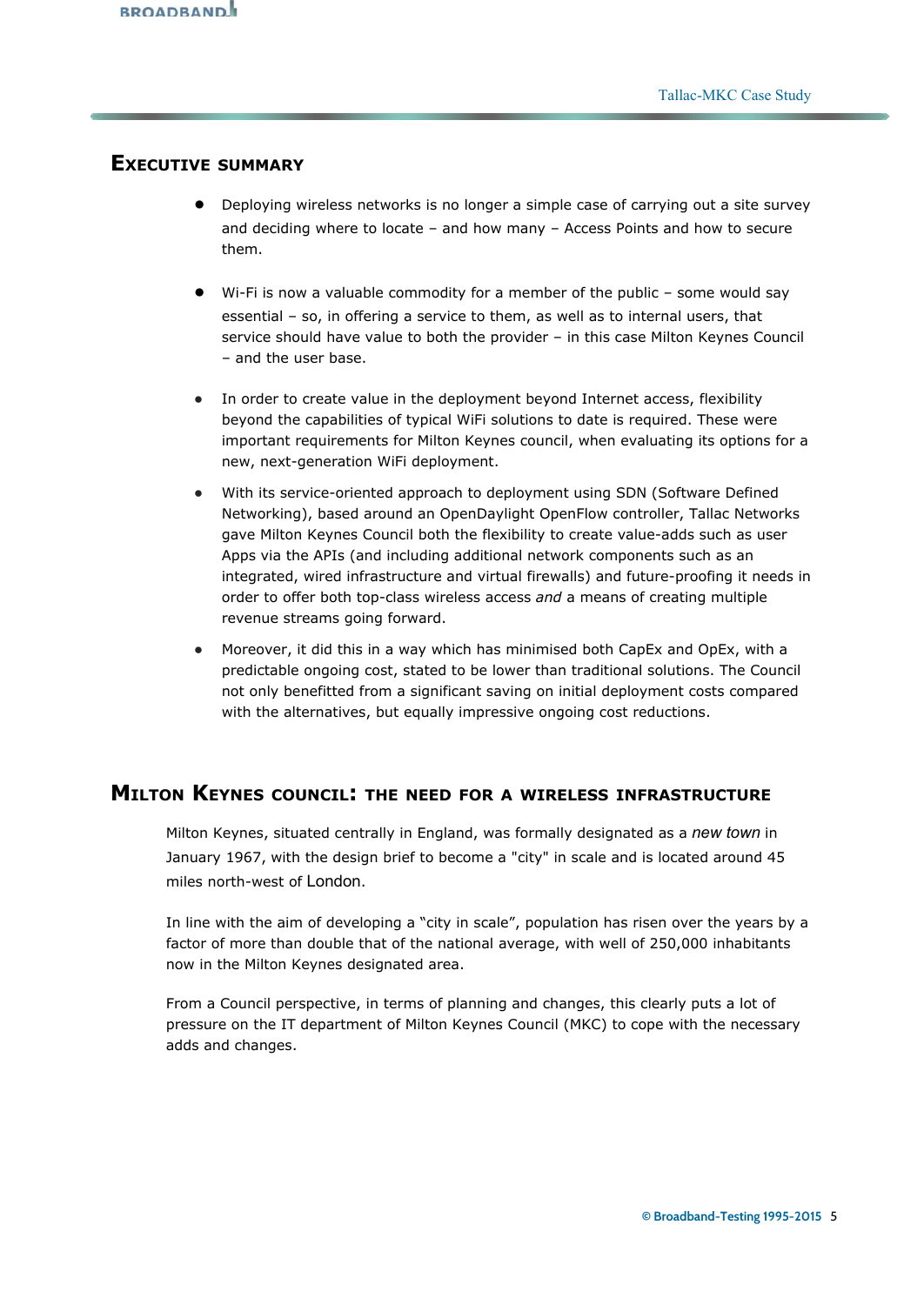## Executive summary

- Deploying wireless networks is no longer a simple case of carrying out a site survey and deciding where to locate – and how many – Access Points and how to secure them.

- Wi-Fi is now a valuable commodity for a member of the public – some would say essential – so, in offering a service to them, as well as to internal users, that service should have value to both the provider – in this case Milton Keynes Council – and the user base.

- In order to create value in the deployment beyond Internet access, flexibility beyond the capabilities of typical WiFi solutions to date is required. These were important requirements for Milton Keynes council, when evaluating its options for a new, next-generation WiFi deployment.

- With its service-oriented approach to deployment using SDN (Software Defined Networking), based around an OpenDaylight OpenFlow controller, Tallac Networks gave Milton Keynes Council both the flexibility to create value-adds such as user Apps via the APIs (and including additional network components such as an integrated, wired infrastructure and virtual firewalls) and future-proofing it needs in order to offer both top-class wireless access *and* a means of creating multiple revenue streams going forward.

- Moreover, it did this in a way which has minimised both CapEx and OpEx, with a predictable ongoing cost, stated to be lower than traditional solutions. The Council not only benefitted from a significant saving on initial deployment costs compared with the alternatives, but equally impressive ongoing cost reductions.

## Milton Keynes council: the need for a wireless infrastructure

Milton Keynes, situated centrally in England, was formally designated as a *new town* in January 1967, with the design brief to become a "city" in scale and is located around 45 miles north-west of London.

In line with the aim of developing a "city in scale", population has risen over the years by a factor of more than double that of the national average, with well of 250,000 inhabitants now in the Milton Keynes designated area.

From a Council perspective, in terms of planning and changes, this clearly puts a lot of pressure on the IT department of Milton Keynes Council (MKC) to cope with the necessary adds and changes.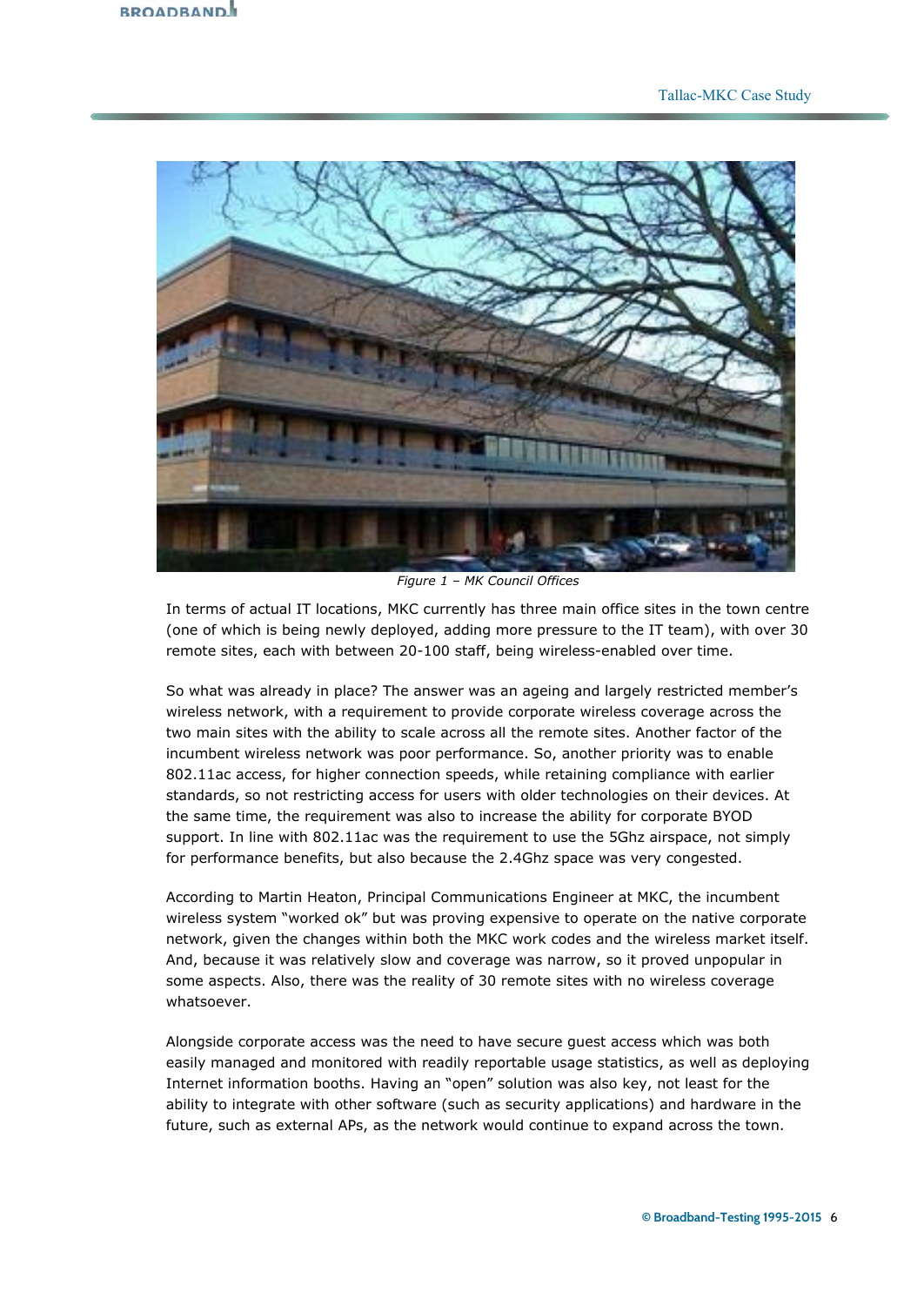*Figure 1 – MK Council Offices*

In terms of actual IT locations, MKC currently has three main office sites in the town centre (one of which is being newly deployed, adding more pressure to the IT team), with over 30 remote sites, each with between 20-100 staff, being wireless-enabled over time.

So what was already in place? The answer was an ageing and largely restricted member's wireless network, with a requirement to provide corporate wireless coverage across the two main sites with the ability to scale across all the remote sites. Another factor of the incumbent wireless network was poor performance. So, another priority was to enable 802.11ac access, for higher connection speeds, while retaining compliance with earlier standards, so not restricting access for users with older technologies on their devices. At the same time, the requirement was also to increase the ability for corporate BYOD support. In line with 802.11ac was the requirement to use the 5Ghz airspace, not simply for performance benefits, but also because the 2.4Ghz space was very congested.

According to Martin Heaton, Principal Communications Engineer at MKC, the incumbent wireless system "worked ok" but was proving expensive to operate on the native corporate network, given the changes within both the MKC work codes and the wireless market itself. And, because it was relatively slow and coverage was narrow, so it proved unpopular in some aspects. Also, there was the reality of 30 remote sites with no wireless coverage whatsoever.

Alongside corporate access was the need to have secure guest access which was both easily managed and monitored with readily reportable usage statistics, as well as deploying Internet information booths. Having an "open" solution was also key, not least for the ability to integrate with other software (such as security applications) and hardware in the future, such as external APs, as the network would continue to expand across the town.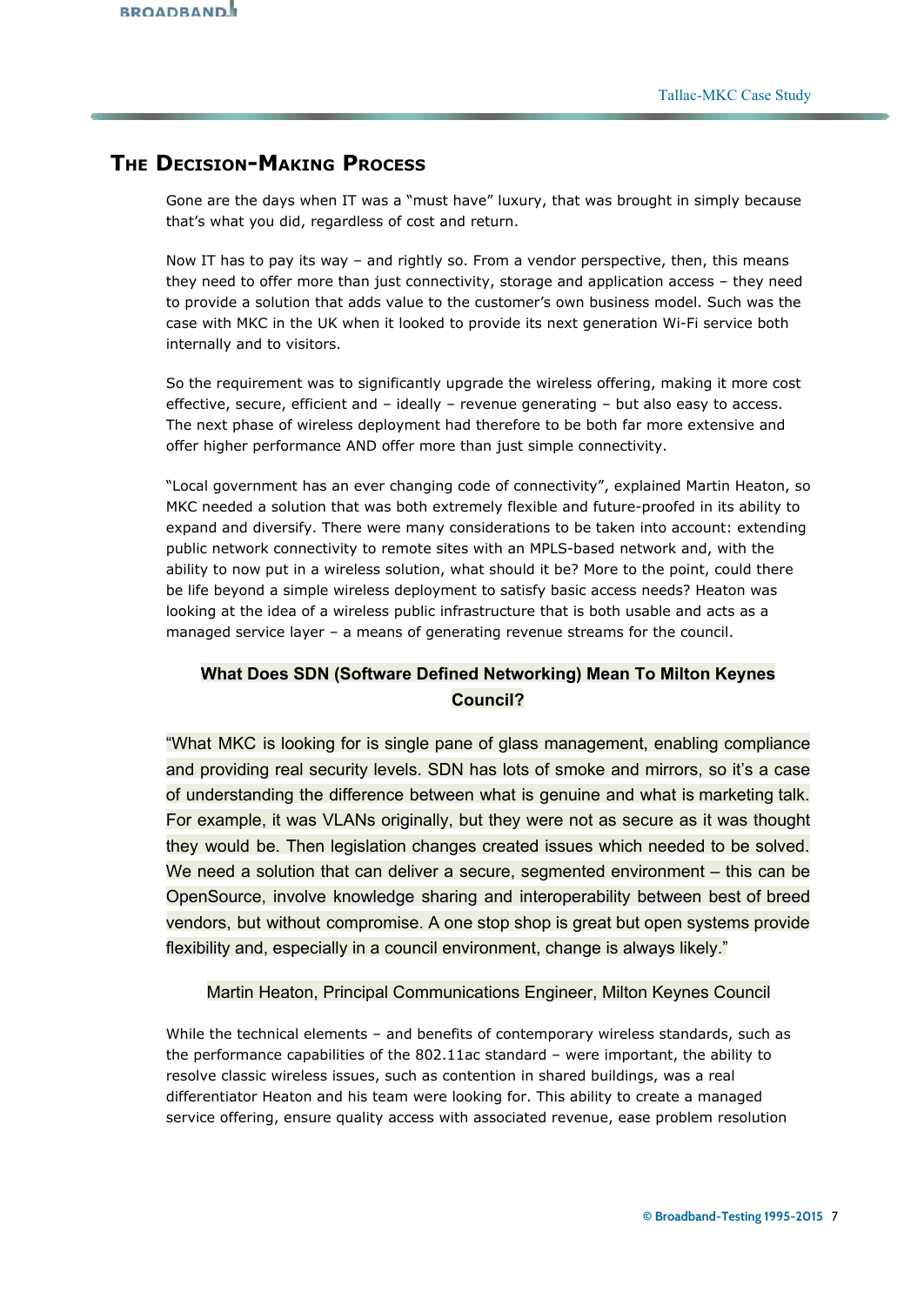## The Decision-Making Process

Gone are the days when IT was a "must have" luxury, that was brought in simply because that's what you did, regardless of cost and return.

Now IT has to pay its way – and rightly so. From a vendor perspective, then, this means they need to offer more than just connectivity, storage and application access – they need to provide a solution that adds value to the customer's own business model. Such was the case with MKC in the UK when it looked to provide its next generation Wi-Fi service both internally and to visitors.

So the requirement was to significantly upgrade the wireless offering, making it more cost effective, secure, efficient and – ideally – revenue generating – but also easy to access. The next phase of wireless deployment had therefore to be both far more extensive and offer higher performance AND offer more than just simple connectivity.

"Local government has an ever changing code of connectivity", explained Martin Heaton, so MKC needed a solution that was both extremely flexible and future-proofed in its ability to expand and diversify. There were many considerations to be taken into account: extending public network connectivity to remote sites with an MPLS-based network and, with the ability to now put in a wireless solution, what should it be? More to the point, could there be life beyond a simple wireless deployment to satisfy basic access needs? Heaton was looking at the idea of a wireless public infrastructure that is both usable and acts as a managed service layer – a means of generating revenue streams for the council.

**What Does SDN (Software Defined Networking) Mean To Milton Keynes Council?**

"What MKC is looking for is single pane of glass management, enabling compliance and providing real security levels. SDN has lots of smoke and mirrors, so it's a case of understanding the difference between what is genuine and what is marketing talk. For example, it was VLANs originally, but they were not as secure as it was thought they would be. Then legislation changes created issues which needed to be solved. We need a solution that can deliver a secure, segmented environment – this can be OpenSource, involve knowledge sharing and interoperability between best of breed vendors, but without compromise. A one stop shop is great but open systems provide flexibility and, especially in a council environment, change is always likely."

Martin Heaton, Principal Communications Engineer, Milton Keynes Council

While the technical elements – and benefits of contemporary wireless standards, such as the performance capabilities of the 802.11ac standard – were important, the ability to resolve classic wireless issues, such as contention in shared buildings, was a real differentiator Heaton and his team were looking for. This ability to create a managed service offering, ensure quality access with associated revenue, ease problem resolution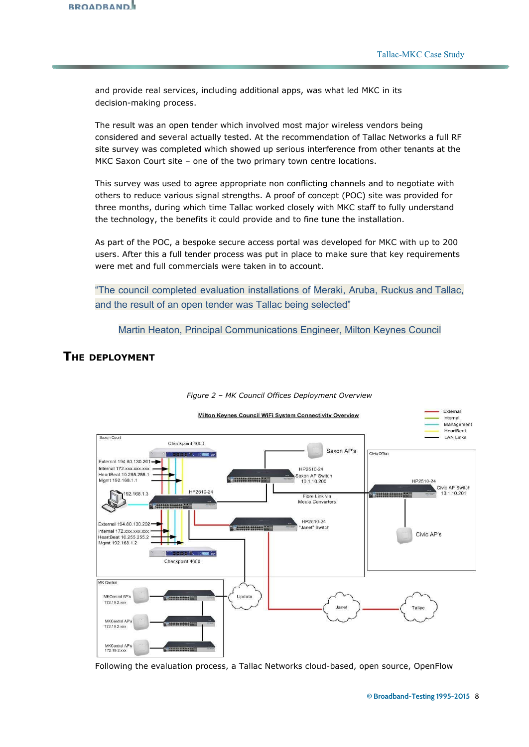and provide real services, including additional apps, was what led MKC in its decision-making process.

The result was an open tender which involved most major wireless vendors being considered and several actually tested. At the recommendation of Tallac Networks a full RF site survey was completed which showed up serious interference from other tenants at the MKC Saxon Court site – one of the two primary town centre locations.

This survey was used to agree appropriate non conflicting channels and to negotiate with others to reduce various signal strengths. A proof of concept (POC) site was provided for three months, during which time Tallac worked closely with MKC staff to fully understand the technology, the benefits it could provide and to fine tune the installation.

As part of the POC, a bespoke secure access portal was developed for MKC with up to 200 users. After this a full tender process was put in place to make sure that key requirements were met and full commercials were taken in to account.

> "The council completed evaluation installations of Meraki, Aruba, Ruckus and Tallac, and the result of an open tender was Tallac being selected"
>
> Martin Heaton, Principal Communications Engineer, Milton Keynes Council

## The Deployment

*Figure 2 – MK Council Offices Deployment Overview*

Following the evaluation process, a Tallac Networks cloud-based, open source, OpenFlow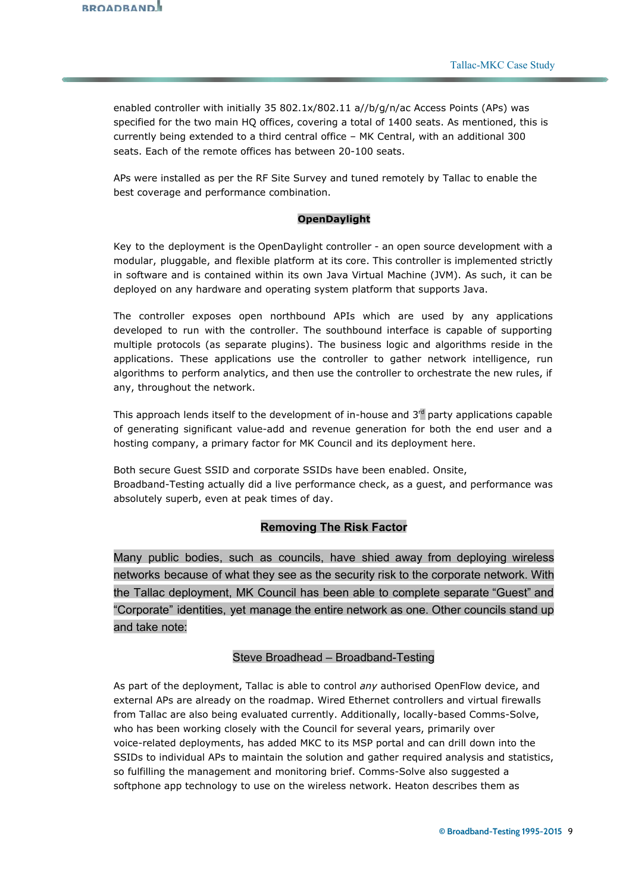enabled controller with initially 35 802.1x/802.11 a//b/g/n/ac Access Points (APs) was specified for the two main HQ offices, covering a total of 1400 seats. As mentioned, this is currently being extended to a third central office – MK Central, with an additional 300 seats. Each of the remote offices has between 20-100 seats.

APs were installed as per the RF Site Survey and tuned remotely by Tallac to enable the best coverage and performance combination.

### OpenDaylight

Key to the deployment is the OpenDaylight controller - an open source development with a modular, pluggable, and flexible platform at its core. This controller is implemented strictly in software and is contained within its own Java Virtual Machine (JVM). As such, it can be deployed on any hardware and operating system platform that supports Java.

The controller exposes open northbound APIs which are used by any applications developed to run with the controller. The southbound interface is capable of supporting multiple protocols (as separate plugins). The business logic and algorithms reside in the applications. These applications use the controller to gather network intelligence, run algorithms to perform analytics, and then use the controller to orchestrate the new rules, if any, throughout the network.

This approach lends itself to the development of in-house and 3rd party applications capable of generating significant value-add and revenue generation for both the end user and a hosting company, a primary factor for MK Council and its deployment here.

Both secure Guest SSID and corporate SSIDs have been enabled. Onsite, Broadband-Testing actually did a live performance check, as a guest, and performance was absolutely superb, even at peak times of day.

### Removing The Risk Factor

Many public bodies, such as councils, have shied away from deploying wireless networks because of what they see as the security risk to the corporate network. With the Tallac deployment, MK Council has been able to complete separate “Guest” and “Corporate” identities, yet manage the entire network as one. Other councils stand up and take note:

Steve Broadhead – Broadband-Testing

As part of the deployment, Tallac is able to control *any* authorised OpenFlow device, and external APs are already on the roadmap. Wired Ethernet controllers and virtual firewalls from Tallac are also being evaluated currently. Additionally, locally-based Comms-Solve, who has been working closely with the Council for several years, primarily over voice-related deployments, has added MKC to its MSP portal and can drill down into the SSIDs to individual APs to maintain the solution and gather required analysis and statistics, so fulfilling the management and monitoring brief. Comms-Solve also suggested a softphone app technology to use on the wireless network. Heaton describes them as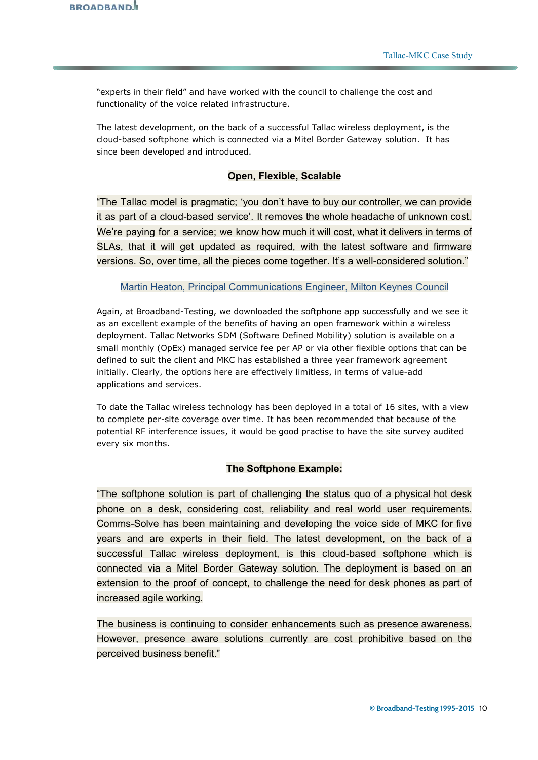"experts in their field" and have worked with the council to challenge the cost and functionality of the voice related infrastructure.

The latest development, on the back of a successful Tallac wireless deployment, is the cloud-based softphone which is connected via a Mitel Border Gateway solution. It has since been developed and introduced.

## Open, Flexible, Scalable

"The Tallac model is pragmatic; 'you don't have to buy our controller, we can provide it as part of a cloud-based service'. It removes the whole headache of unknown cost. We're paying for a service; we know how much it will cost, what it delivers in terms of SLAs, that it will get updated as required, with the latest software and firmware versions. So, over time, all the pieces come together. It's a well-considered solution."

Martin Heaton, Principal Communications Engineer, Milton Keynes Council

Again, at Broadband-Testing, we downloaded the softphone app successfully and we see it as an excellent example of the benefits of having an open framework within a wireless deployment. Tallac Networks SDM (Software Defined Mobility) solution is available on a small monthly (OpEx) managed service fee per AP or via other flexible options that can be defined to suit the client and MKC has established a three year framework agreement initially. Clearly, the options here are effectively limitless, in terms of value-add applications and services.

To date the Tallac wireless technology has been deployed in a total of 16 sites, with a view to complete per-site coverage over time. It has been recommended that because of the potential RF interference issues, it would be good practise to have the site survey audited every six months.

## The Softphone Example:

"The softphone solution is part of challenging the status quo of a physical hot desk phone on a desk, considering cost, reliability and real world user requirements. Comms-Solve has been maintaining and developing the voice side of MKC for five years and are experts in their field. The latest development, on the back of a successful Tallac wireless deployment, is this cloud-based softphone which is connected via a Mitel Border Gateway solution. The deployment is based on an extension to the proof of concept, to challenge the need for desk phones as part of increased agile working.

The business is continuing to consider enhancements such as presence awareness. However, presence aware solutions currently are cost prohibitive based on the perceived business benefit."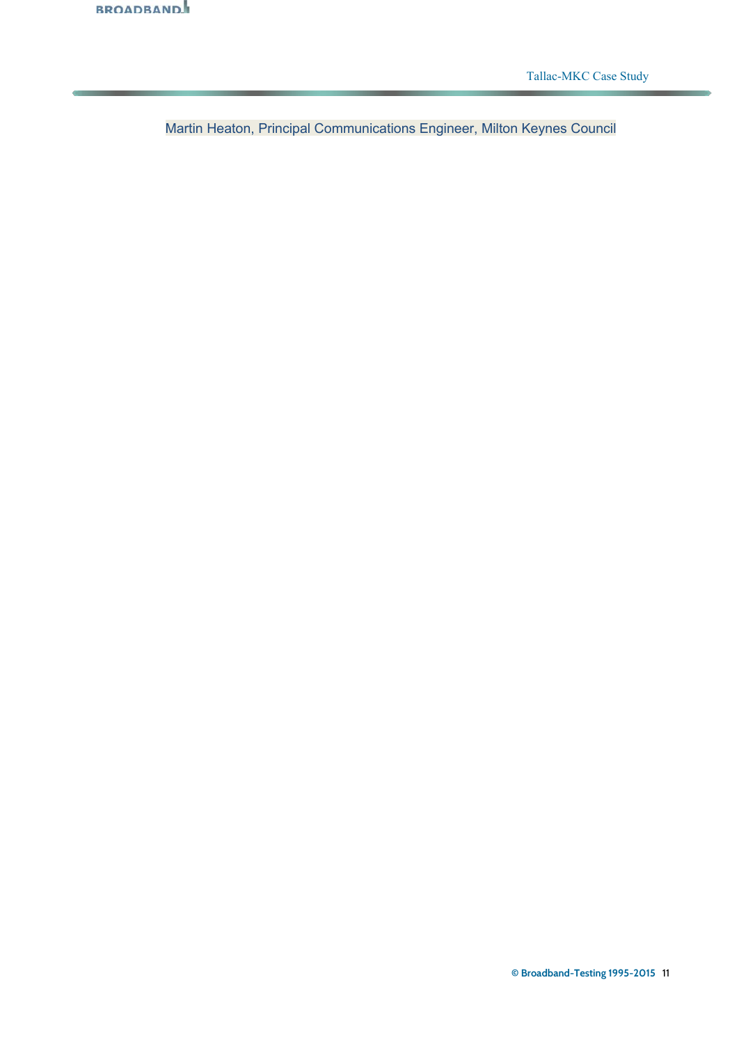Martin Heaton, Principal Communications Engineer, Milton Keynes Council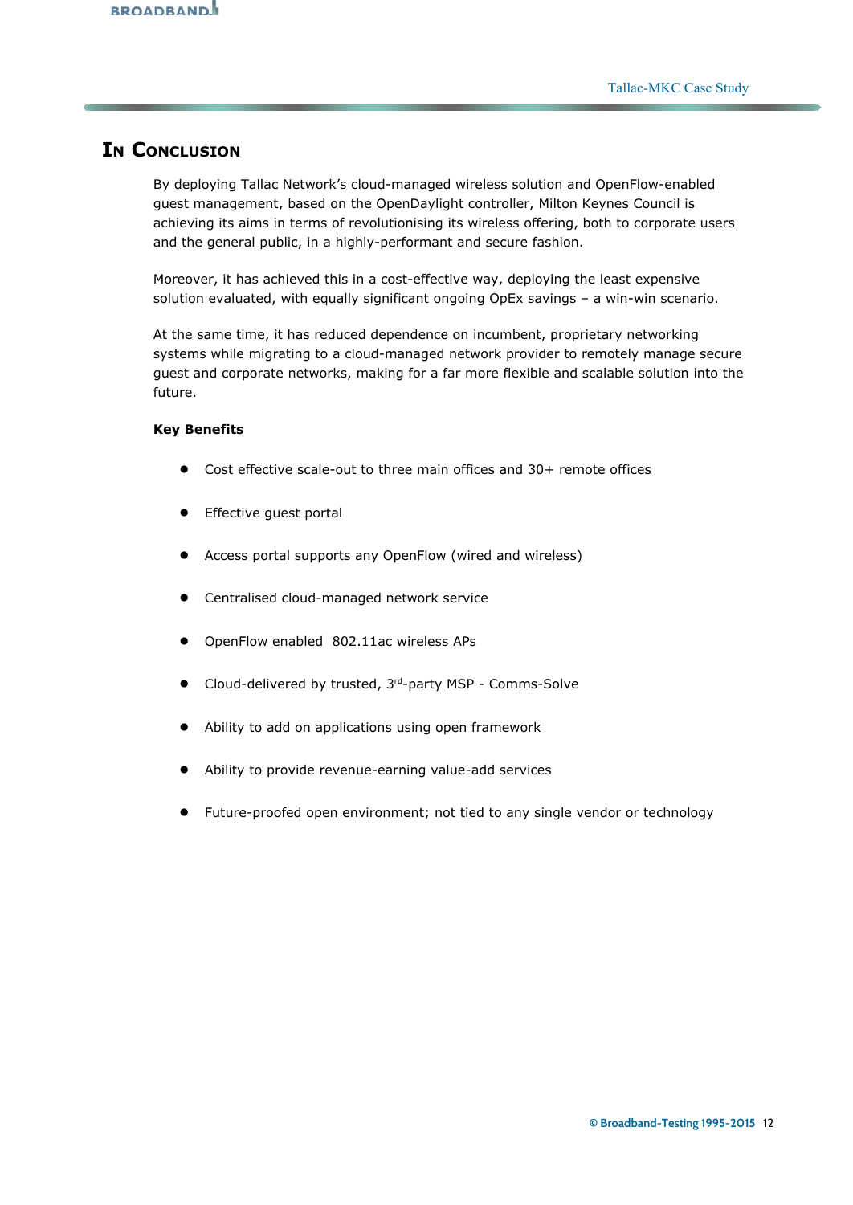# In Conclusion

By deploying Tallac Network's cloud-managed wireless solution and OpenFlow-enabled guest management, based on the OpenDaylight controller, Milton Keynes Council is achieving its aims in terms of revolutionising its wireless offering, both to corporate users and the general public, in a highly-performant and secure fashion.

Moreover, it has achieved this in a cost-effective way, deploying the least expensive solution evaluated, with equally significant ongoing OpEx savings – a win-win scenario.

At the same time, it has reduced dependence on incumbent, proprietary networking systems while migrating to a cloud-managed network provider to remotely manage secure guest and corporate networks, making for a far more flexible and scalable solution into the future.

**Key Benefits**

- Cost effective scale-out to three main offices and 30+ remote offices
- Effective guest portal
- Access portal supports any OpenFlow (wired and wireless)
- Centralised cloud-managed network service
- OpenFlow enabled 802.11ac wireless APs
- Cloud-delivered by trusted, 3rd-party MSP - Comms-Solve
- Ability to add on applications using open framework
- Ability to provide revenue-earning value-add services
- Future-proofed open environment; not tied to any single vendor or technology